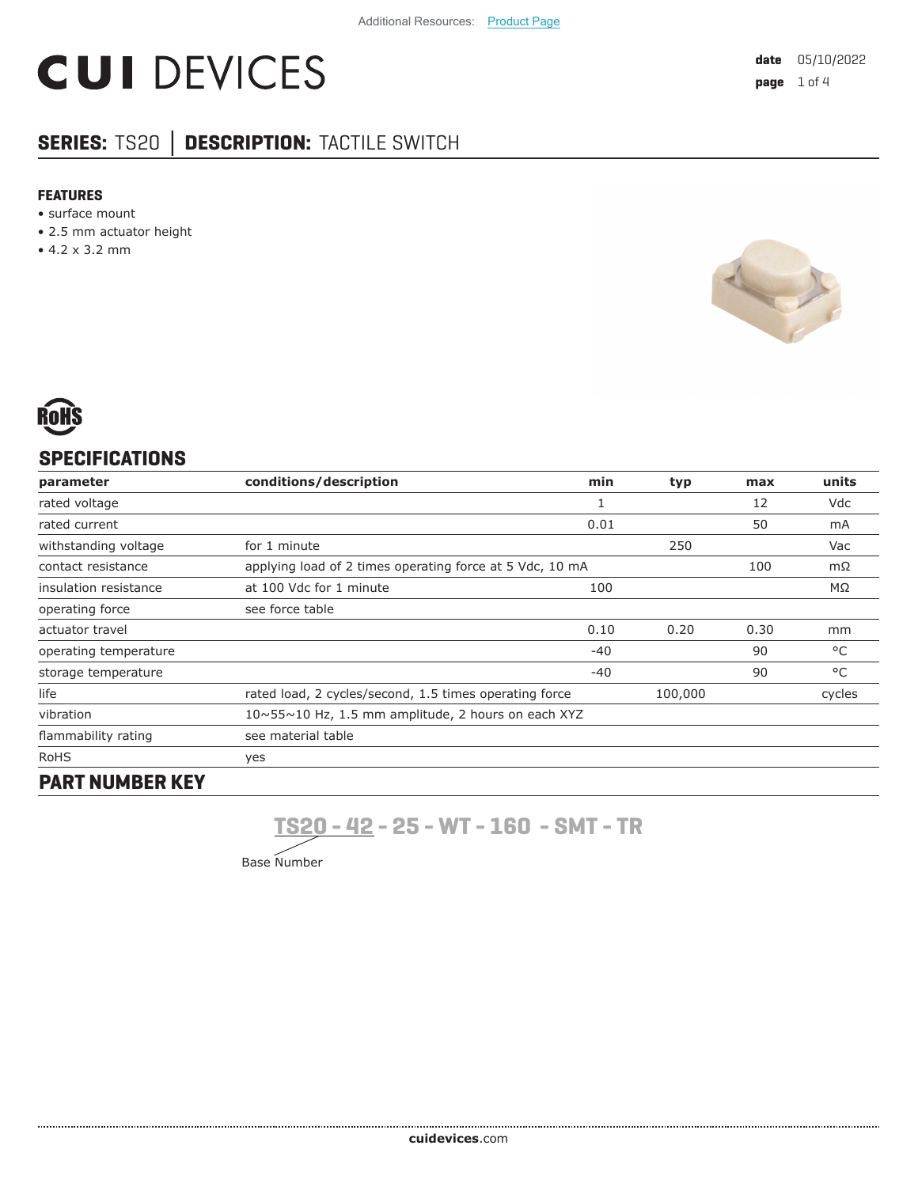Additional Resources: Product Page

# CUI DEVICES

date 05/10/2022

## SERIES: TS20 │ DESCRIPTION: TACTILE SWITCH

### FEATURES
- surface mount
- 2.5 mm actuator height
- 4.2 x 3.2 mm

RoHS

## SPECIFICATIONS

| parameter | conditions/description | min | typ | max | units |
|---|---|---|---|---|---|
| rated voltage | | 1 | | 12 | Vdc |
| rated current | | 0.01 | | 50 | mA |
| withstanding voltage | for 1 minute | | 250 | | Vac |
| contact resistance | applying load of 2 times operating force at 5 Vdc, 10 mA | | | 100 | mΩ |
| insulation resistance | at 100 Vdc for 1 minute | 100 | | | MΩ |
| operating force | see force table | | | | |
| actuator travel | | 0.10 | 0.20 | 0.30 | mm |
| operating temperature | | -40 | | 90 | °C |
| storage temperature | | -40 | | 90 | °C |
| life | rated load, 2 cycles/second, 1.5 times operating force | | 100,000 | | cycles |
| vibration | 10~55~10 Hz, 1.5 mm amplitude, 2 hours on each XYZ | | | | |
| flammability rating | see material table | | | | |
| RoHS | yes | | | | |

## PART NUMBER KEY

TS20 - 42 - 25 - WT - 160 - SMT - TR

Base Number

cuidevices.com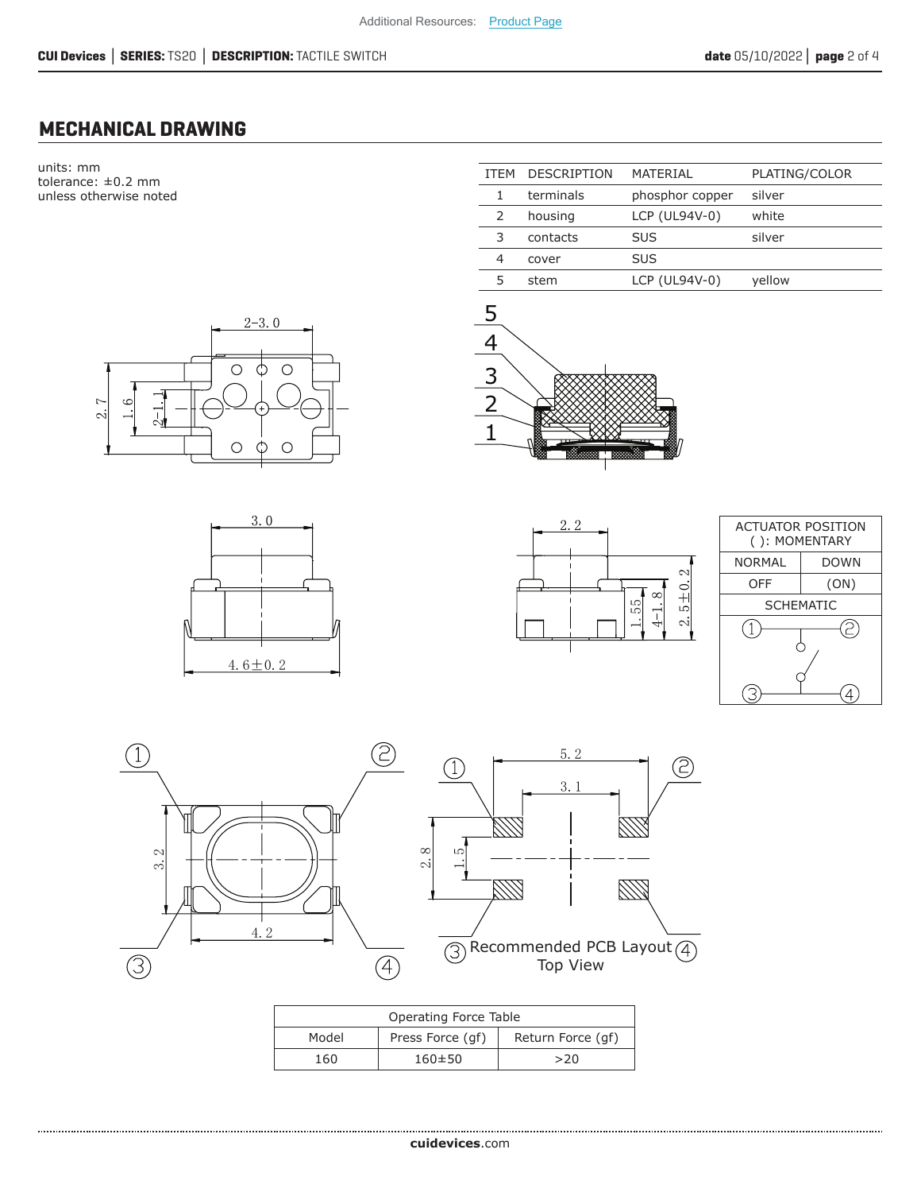## MECHANICAL DRAWING

units: mm
tolerance: ±0.2 mm
unless otherwise noted

| ITEM | DESCRIPTION | MATERIAL | PLATING/COLOR |
|---|---|---|---|
| 1 | terminals | phosphor copper | silver |
| 2 | housing | LCP (UL94V-0) | white |
| 3 | contacts | SUS | silver |
| 4 | cover | SUS | |
| 5 | stem | LCP (UL94V-0) | yellow |

2-3.0
2.7
1.6
2-1.1

5
4
3
2
1

3.0
4.6±0.2

2.2
1.55
4-1.8
2.5±0.2

| ACTUATOR POSITION ( ): MOMENTARY | |
|---|---|
| NORMAL | DOWN |
| OFF | (ON) |
| SCHEMATIC | |

① ② ③ ④

① ②
3.2
4.2
③ ④

5.2
3.1
2.8
1.5
① ②
③ Recommended PCB Layout ④
Top View

| Operating Force Table | | |
|---|---|---|
| Model | Press Force (gf) | Return Force (gf) |
| 160 | 160±50 | >20 |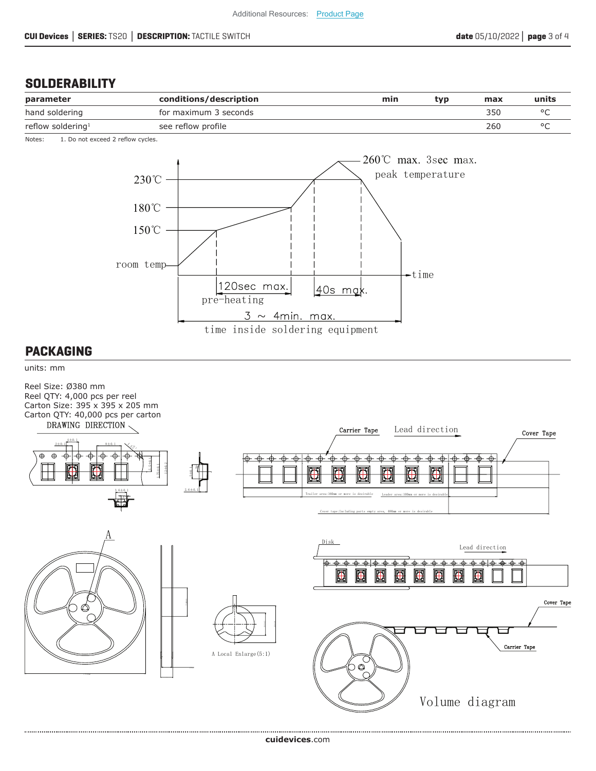Additional Resources: Product Page

## SOLDERABILITY

| parameter | conditions/description | min | typ | max | units |
|---|---|---|---|---|---|
| hand soldering | for maximum 3 seconds | | | 350 | °C |
| reflow soldering[1] | see reflow profile | | | 260 | °C |

Notes: 1. Do not exceed 2 reflow cycles.

260℃ max. 3sec max.
peak temperature
230℃
180℃
150℃
room temp
time
120sec max.
pre-heating
40s max.
3 ~ 4min. max.
time inside soldering equipment

## PACKAGING

units: mm

Reel Size: Ø380 mm
Reel QTY: 4,000 pcs per reel
Carton Size: 395 x 395 x 205 mm
Carton QTY: 40,000 pcs per carton

DRAWING DIRECTION

Carrier Tape
Lead direction
Cover Tape

Trailer area:160mm or more is desirable
Leader area:100mm or more is desirable
Cover tape:Including parts empty area, 400mm or more is desirable

A

A Local Enlarge(5:1)

Disk
Lead direction
Cover Tape
Carrier Tape

Volume diagram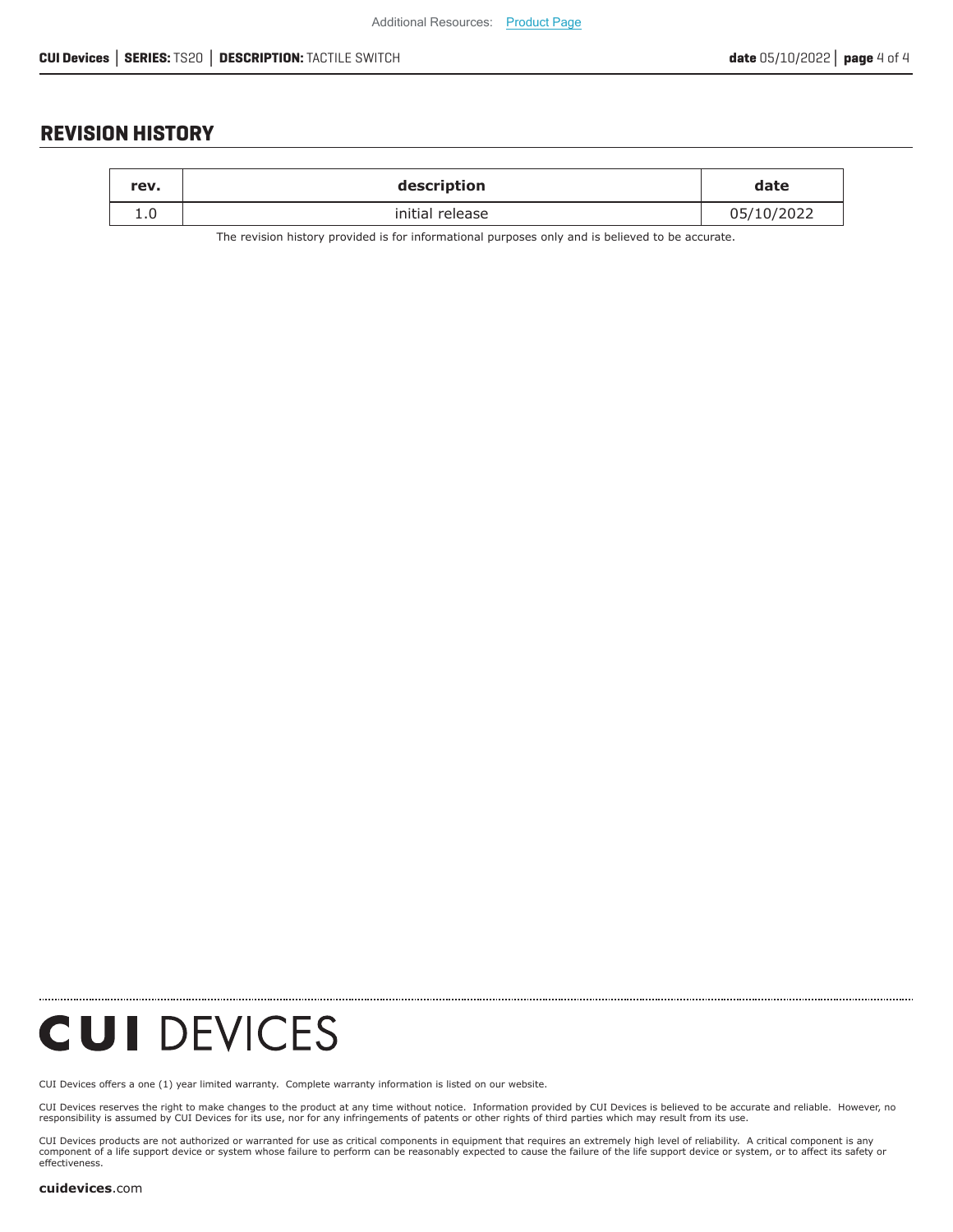## REVISION HISTORY

| rev. | description | date |
| --- | --- | --- |
| 1.0 | initial release | 05/10/2022 |

The revision history provided is for informational purposes only and is believed to be accurate.

CUI DEVICES

CUI Devices offers a one (1) year limited warranty. Complete warranty information is listed on our website.

CUI Devices reserves the right to make changes to the product at any time without notice. Information provided by CUI Devices is believed to be accurate and reliable. However, no responsibility is assumed by CUI Devices for its use, nor for any infringements of patents or other rights of third parties which may result from its use.

CUI Devices products are not authorized or warranted for use as critical components in equipment that requires an extremely high level of reliability. A critical component is any component of a life support device or system whose failure to perform can be reasonably expected to cause the failure of the life support device or system, or to affect its safety or effectiveness.

**cuidevices**.com